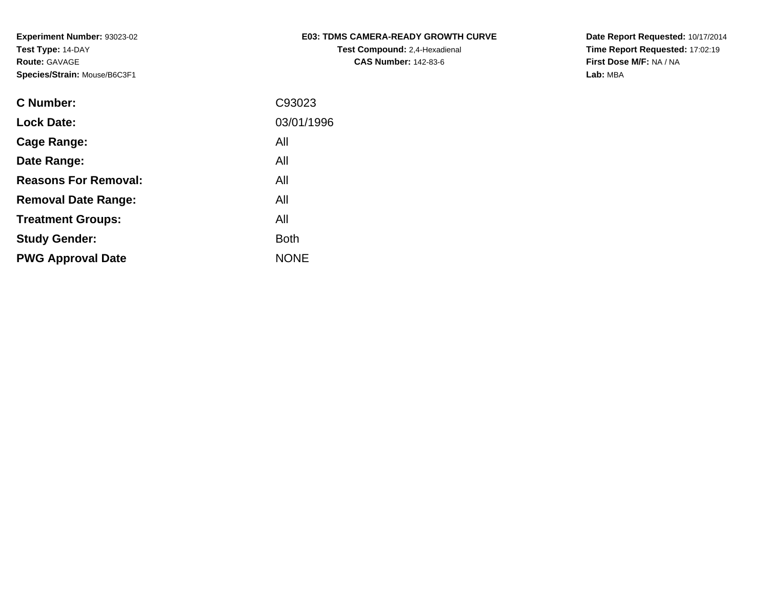**Experiment Number:** 93023-02
**Test Type:** 14-DAY
**Route:** GAVAGE
**Species/Strain:** Mouse/B6C3F1

**E03: TDMS CAMERA-READY GROWTH CURVE**
**Test Compound:** 2,4-Hexadienal
**CAS Number:** 142-83-6

**Date Report Requested:** 10/17/2014
**Time Report Requested:** 17:02:19
**First Dose M/F:** NA / NA
**Lab:** MBA

| | |
|---|---|
| **C Number:** | C93023 |
| **Lock Date:** | 03/01/1996 |
| **Cage Range:** | All |
| **Date Range:** | All |
| **Reasons For Removal:** | All |
| **Removal Date Range:** | All |
| **Treatment Groups:** | All |
| **Study Gender:** | Both |
| **PWG Approval Date** | NONE |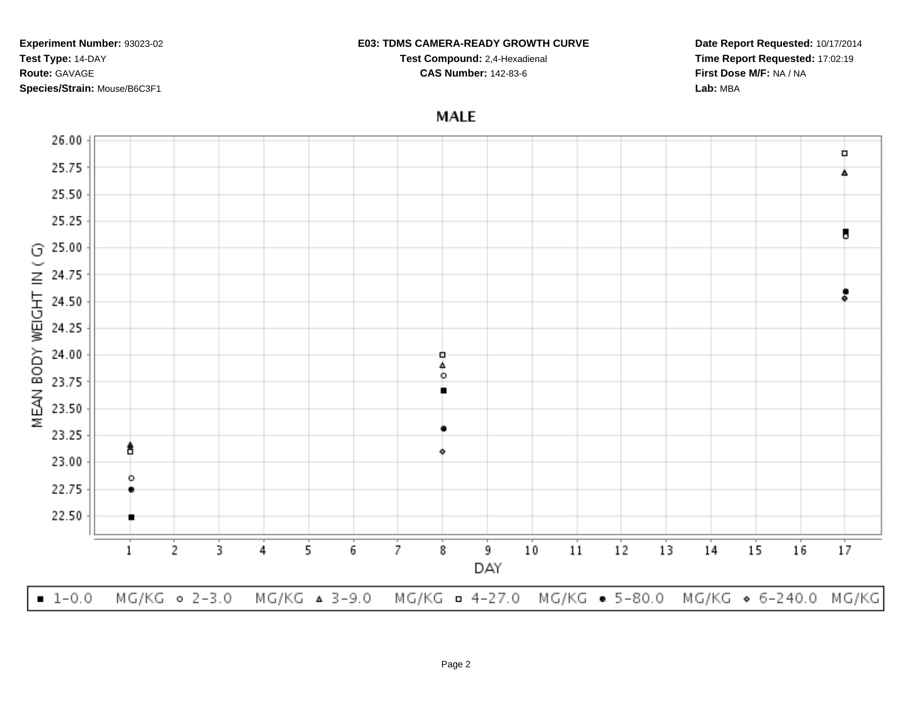**Experiment Number:** 93023-02
**Test Type:** 14-DAY
**Route:** GAVAGE
**Species/Strain:** Mouse/B6C3F1

**E03: TDMS CAMERA-READY GROWTH CURVE**
**Test Compound:** 2,4-Hexadienal
**CAS Number:** 142-83-6

**Date Report Requested:** 10/17/2014
**Time Report Requested:** 17:02:19
**First Dose M/F:** NA / NA
**Lab:** MBA

## MALE

MEAN BODY WEIGHT IN ( G) vs. DAY

Legend: ■ 1-0.0 MG/KG ○ 2-3.0 MG/KG △ 3-9.0 MG/KG □ 4-27.0 MG/KG ● 5-80.0 MG/KG ◇ 6-240.0 MG/KG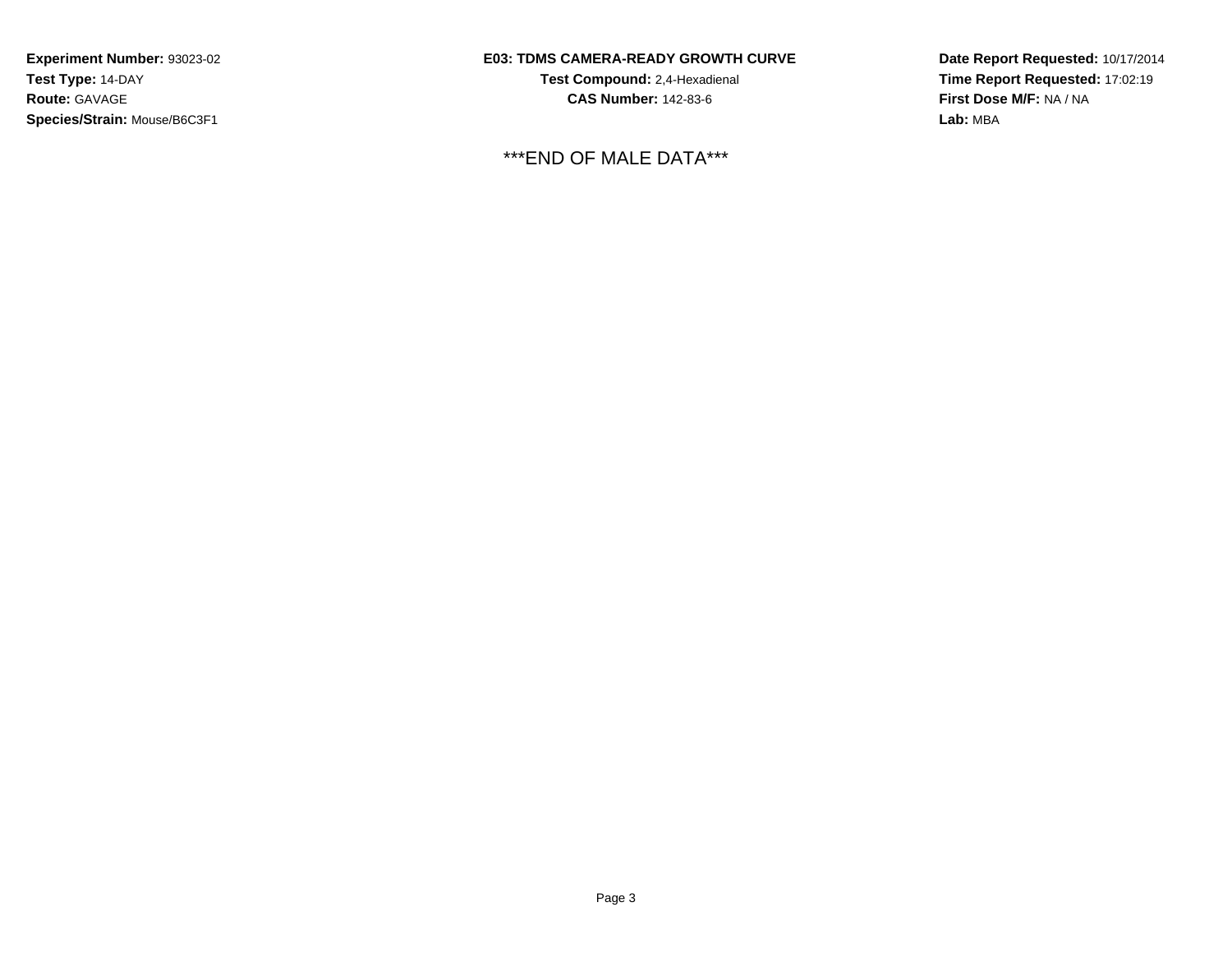**Experiment Number:** 93023-02
**Test Type:** 14-DAY
**Route:** GAVAGE
**Species/Strain:** Mouse/B6C3F1

**E03: TDMS CAMERA-READY GROWTH CURVE**
**Test Compound:** 2,4-Hexadienal
**CAS Number:** 142-83-6

**Date Report Requested:** 10/17/2014
**Time Report Requested:** 17:02:19
**First Dose M/F:** NA / NA
**Lab:** MBA

***END OF MALE DATA***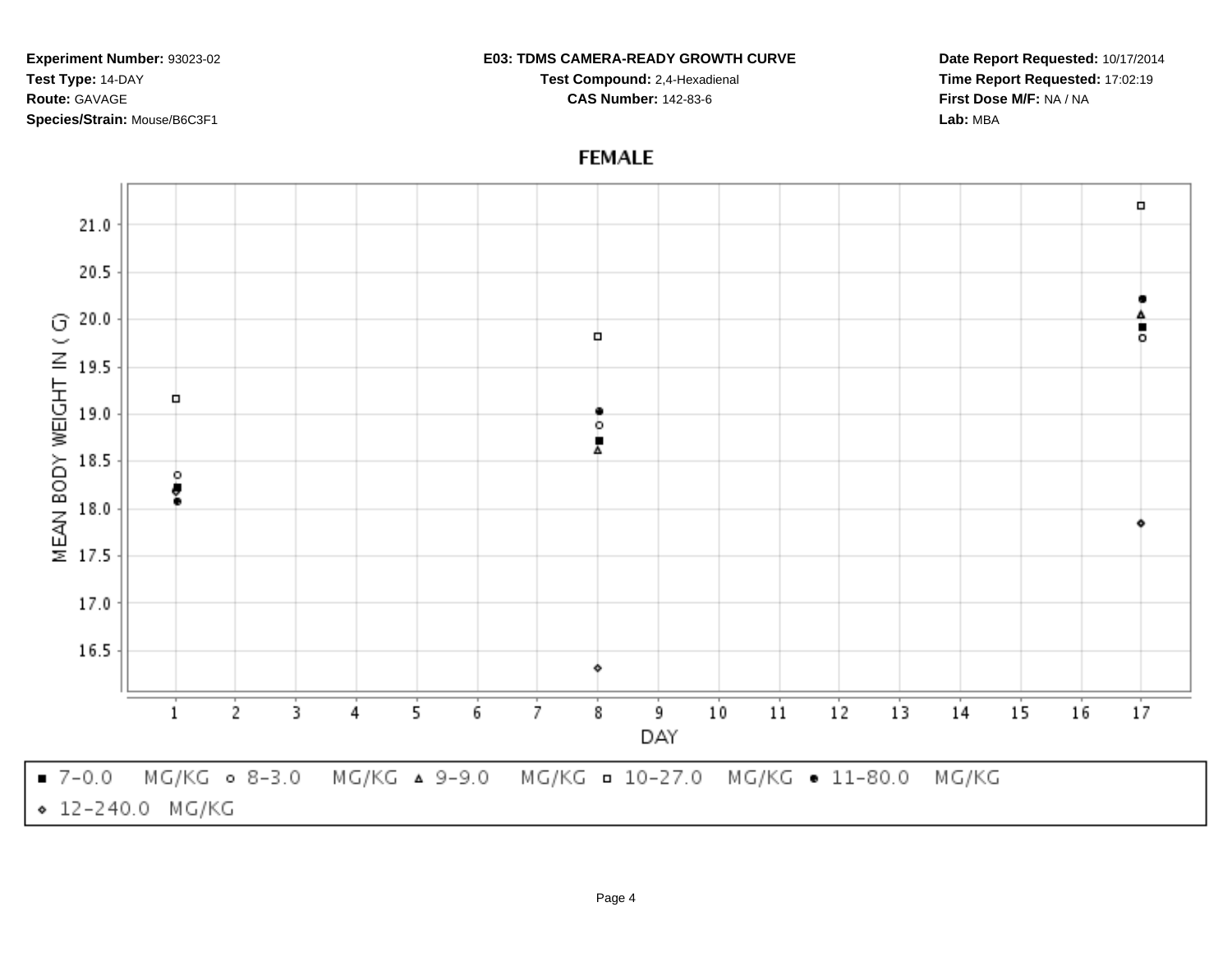**Experiment Number:** 93023-02
**Test Type:** 14-DAY
**Route:** GAVAGE
**Species/Strain:** Mouse/B6C3F1

**E03: TDMS CAMERA-READY GROWTH CURVE**
**Test Compound:** 2,4-Hexadienal
**CAS Number:** 142-83-6

**Date Report Requested:** 10/17/2014
**Time Report Requested:** 17:02:19
**First Dose M/F:** NA / NA
**Lab:** MBA

## FEMALE

MEAN BODY WEIGHT IN ( G)

DAY

■ 7-0.0 MG/KG ○ 8-3.0 MG/KG △ 9-9.0 MG/KG □ 10-27.0 MG/KG ● 11-80.0 MG/KG ◇ 12-240.0 MG/KG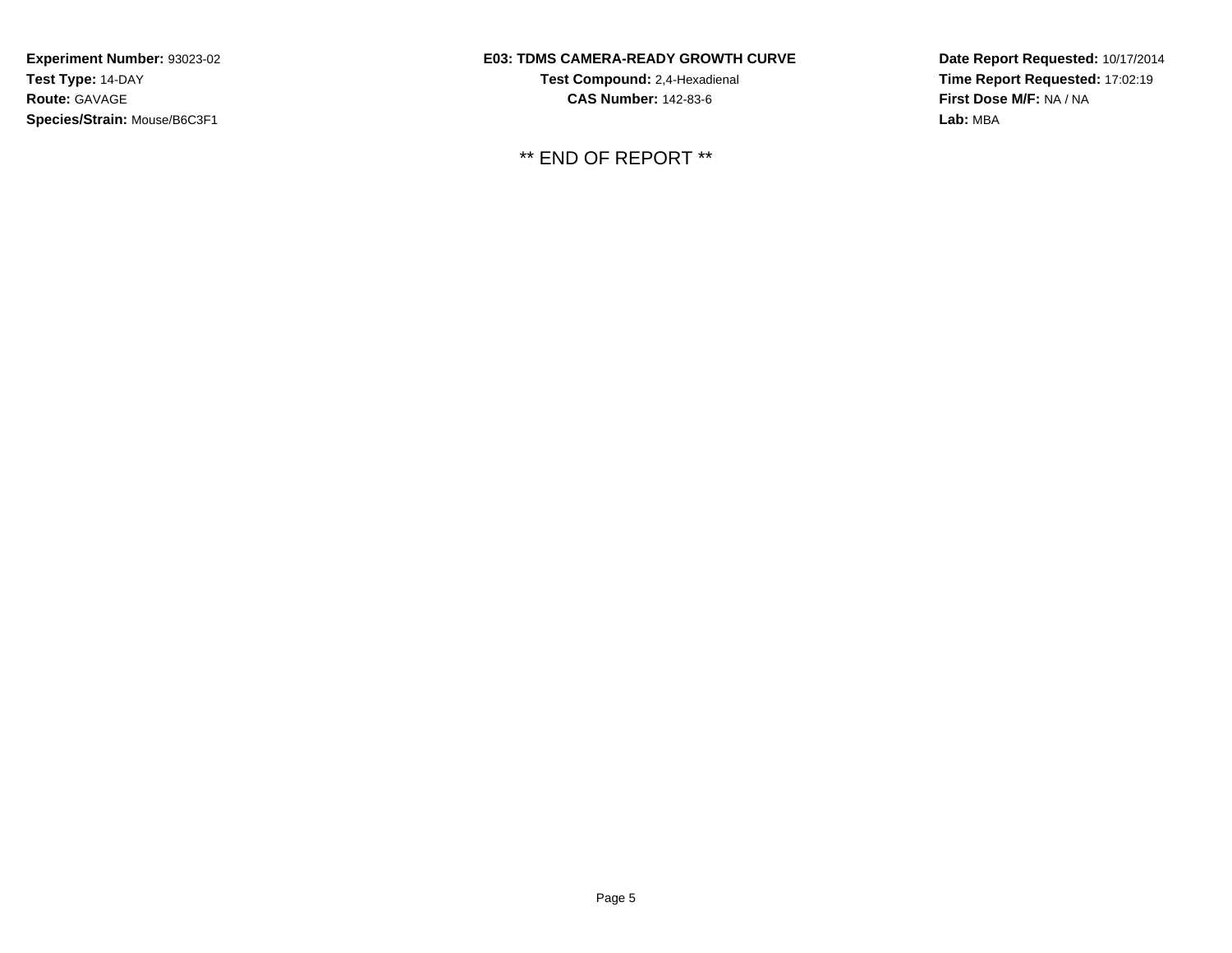**Experiment Number:** 93023-02
**Test Type:** 14-DAY
**Route:** GAVAGE
**Species/Strain:** Mouse/B6C3F1

**E03: TDMS CAMERA-READY GROWTH CURVE**
**Test Compound:** 2,4-Hexadienal
**CAS Number:** 142-83-6

**Date Report Requested:** 10/17/2014
**Time Report Requested:** 17:02:19
**First Dose M/F:** NA / NA
**Lab:** MBA

** END OF REPORT **